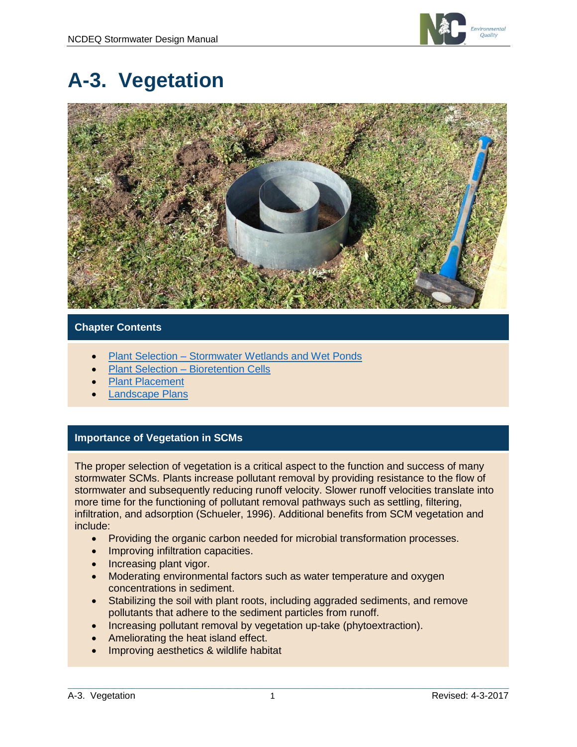# A-3. Vegetation

## Chapter Contents

- Plant Selection – Stormwater Wetlands and Wet Ponds
- Plant Selection – Bioretention Cells
- Plant Placement
- Landscape Plans

## Importance of Vegetation in SCMs

The proper selection of vegetation is a critical aspect to the function and success of many stormwater SCMs. Plants increase pollutant removal by providing resistance to the flow of stormwater and subsequently reducing runoff velocity. Slower runoff velocities translate into more time for the functioning of pollutant removal pathways such as settling, filtering, infiltration, and adsorption (Schueler, 1996). Additional benefits from SCM vegetation and include:

- Providing the organic carbon needed for microbial transformation processes.
- Improving infiltration capacities.
- Increasing plant vigor.
- Moderating environmental factors such as water temperature and oxygen concentrations in sediment.
- Stabilizing the soil with plant roots, including aggraded sediments, and remove pollutants that adhere to the sediment particles from runoff.
- Increasing pollutant removal by vegetation up-take (phytoextraction).
- Ameliorating the heat island effect.
- Improving aesthetics & wildlife habitat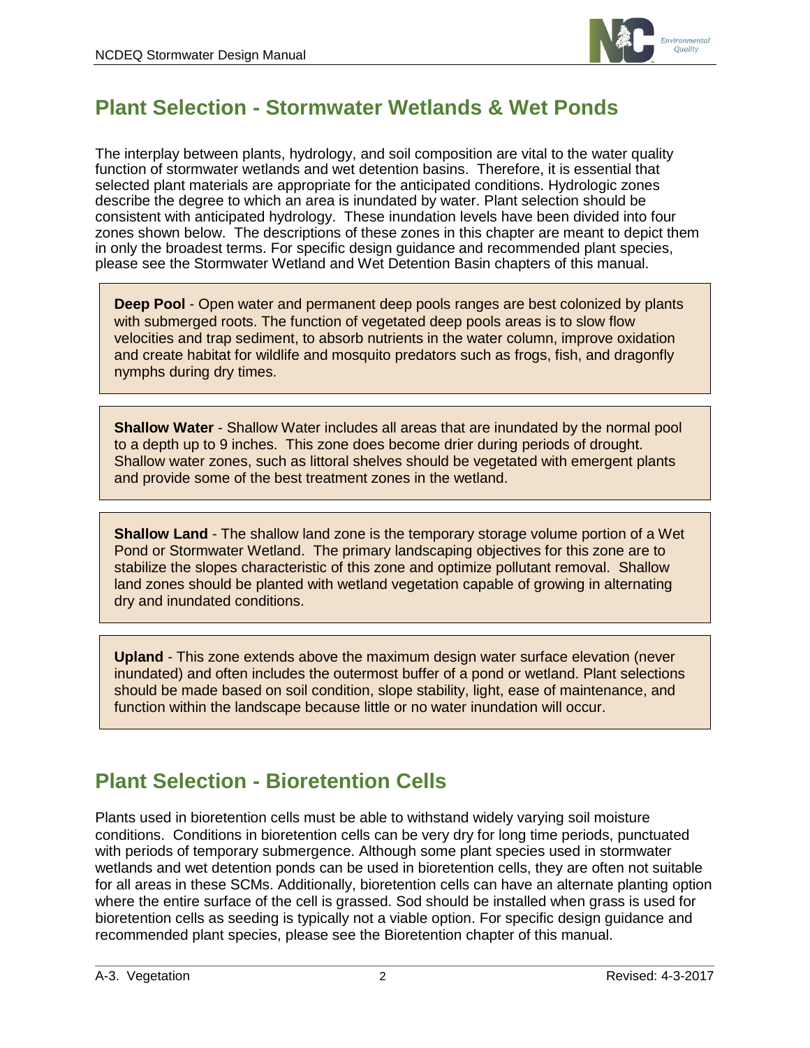## Plant Selection - Stormwater Wetlands & Wet Ponds

The interplay between plants, hydrology, and soil composition are vital to the water quality function of stormwater wetlands and wet detention basins. Therefore, it is essential that selected plant materials are appropriate for the anticipated conditions. Hydrologic zones describe the degree to which an area is inundated by water. Plant selection should be consistent with anticipated hydrology. These inundation levels have been divided into four zones shown below. The descriptions of these zones in this chapter are meant to depict them in only the broadest terms. For specific design guidance and recommended plant species, please see the Stormwater Wetland and Wet Detention Basin chapters of this manual.

**Deep Pool** - Open water and permanent deep pools ranges are best colonized by plants with submerged roots. The function of vegetated deep pools areas is to slow flow velocities and trap sediment, to absorb nutrients in the water column, improve oxidation and create habitat for wildlife and mosquito predators such as frogs, fish, and dragonfly nymphs during dry times.

**Shallow Water** - Shallow Water includes all areas that are inundated by the normal pool to a depth up to 9 inches. This zone does become drier during periods of drought. Shallow water zones, such as littoral shelves should be vegetated with emergent plants and provide some of the best treatment zones in the wetland.

**Shallow Land** - The shallow land zone is the temporary storage volume portion of a Wet Pond or Stormwater Wetland. The primary landscaping objectives for this zone are to stabilize the slopes characteristic of this zone and optimize pollutant removal. Shallow land zones should be planted with wetland vegetation capable of growing in alternating dry and inundated conditions.

**Upland** - This zone extends above the maximum design water surface elevation (never inundated) and often includes the outermost buffer of a pond or wetland. Plant selections should be made based on soil condition, slope stability, light, ease of maintenance, and function within the landscape because little or no water inundation will occur.

## Plant Selection - Bioretention Cells

Plants used in bioretention cells must be able to withstand widely varying soil moisture conditions. Conditions in bioretention cells can be very dry for long time periods, punctuated with periods of temporary submergence. Although some plant species used in stormwater wetlands and wet detention ponds can be used in bioretention cells, they are often not suitable for all areas in these SCMs. Additionally, bioretention cells can have an alternate planting option where the entire surface of the cell is grassed. Sod should be installed when grass is used for bioretention cells as seeding is typically not a viable option. For specific design guidance and recommended plant species, please see the Bioretention chapter of this manual.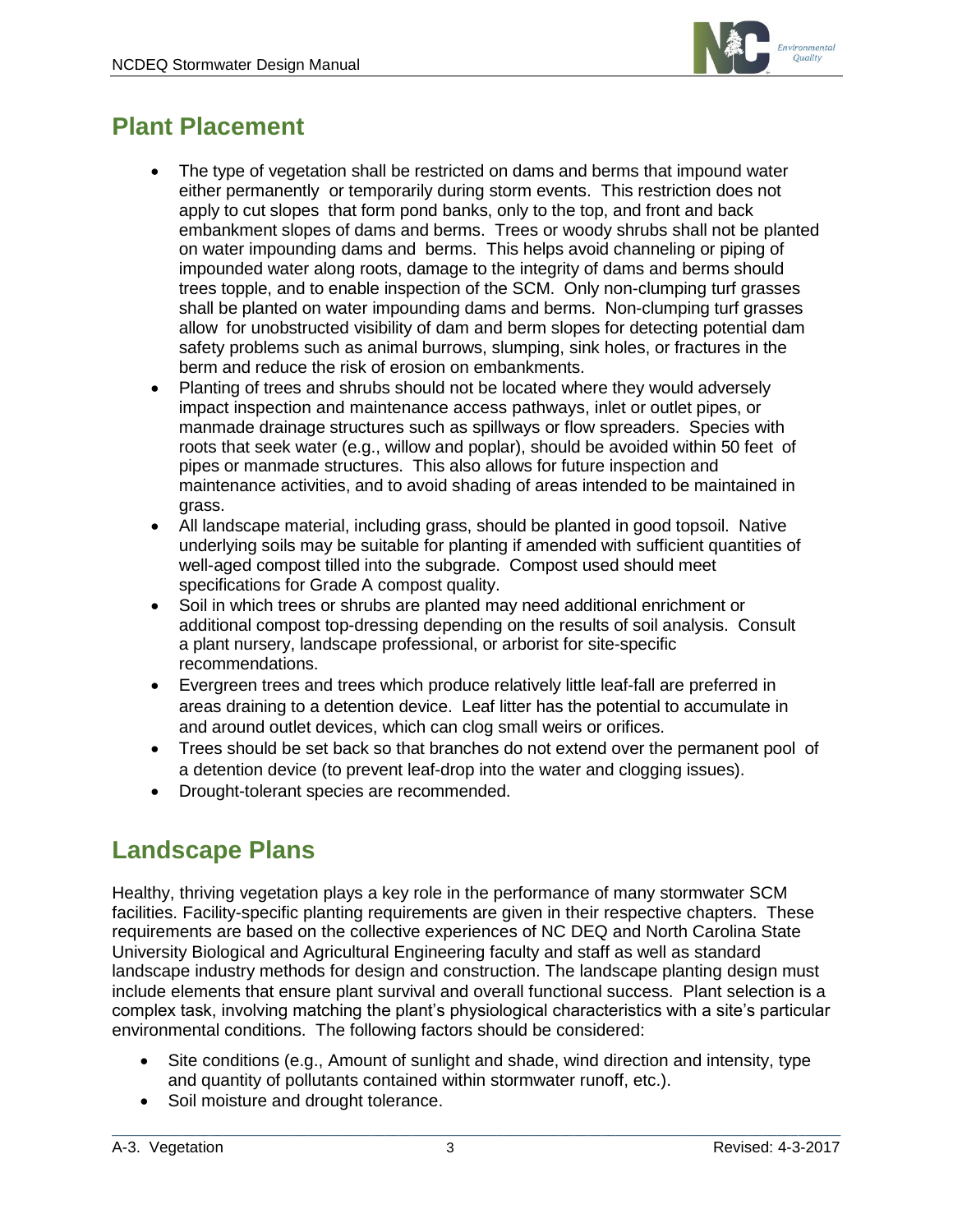## Plant Placement

- The type of vegetation shall be restricted on dams and berms that impound water either permanently or temporarily during storm events. This restriction does not apply to cut slopes that form pond banks, only to the top, and front and back embankment slopes of dams and berms. Trees or woody shrubs shall not be planted on water impounding dams and berms. This helps avoid channeling or piping of impounded water along roots, damage to the integrity of dams and berms should trees topple, and to enable inspection of the SCM. Only non-clumping turf grasses shall be planted on water impounding dams and berms. Non-clumping turf grasses allow for unobstructed visibility of dam and berm slopes for detecting potential dam safety problems such as animal burrows, slumping, sink holes, or fractures in the berm and reduce the risk of erosion on embankments.
- Planting of trees and shrubs should not be located where they would adversely impact inspection and maintenance access pathways, inlet or outlet pipes, or manmade drainage structures such as spillways or flow spreaders. Species with roots that seek water (e.g., willow and poplar), should be avoided within 50 feet of pipes or manmade structures. This also allows for future inspection and maintenance activities, and to avoid shading of areas intended to be maintained in grass.
- All landscape material, including grass, should be planted in good topsoil. Native underlying soils may be suitable for planting if amended with sufficient quantities of well-aged compost tilled into the subgrade. Compost used should meet specifications for Grade A compost quality.
- Soil in which trees or shrubs are planted may need additional enrichment or additional compost top-dressing depending on the results of soil analysis. Consult a plant nursery, landscape professional, or arborist for site-specific recommendations.
- Evergreen trees and trees which produce relatively little leaf-fall are preferred in areas draining to a detention device. Leaf litter has the potential to accumulate in and around outlet devices, which can clog small weirs or orifices.
- Trees should be set back so that branches do not extend over the permanent pool of a detention device (to prevent leaf-drop into the water and clogging issues).
- Drought-tolerant species are recommended.

## Landscape Plans

Healthy, thriving vegetation plays a key role in the performance of many stormwater SCM facilities. Facility-specific planting requirements are given in their respective chapters. These requirements are based on the collective experiences of NC DEQ and North Carolina State University Biological and Agricultural Engineering faculty and staff as well as standard landscape industry methods for design and construction. The landscape planting design must include elements that ensure plant survival and overall functional success. Plant selection is a complex task, involving matching the plant's physiological characteristics with a site's particular environmental conditions. The following factors should be considered:

- Site conditions (e.g., Amount of sunlight and shade, wind direction and intensity, type and quantity of pollutants contained within stormwater runoff, etc.).
- Soil moisture and drought tolerance.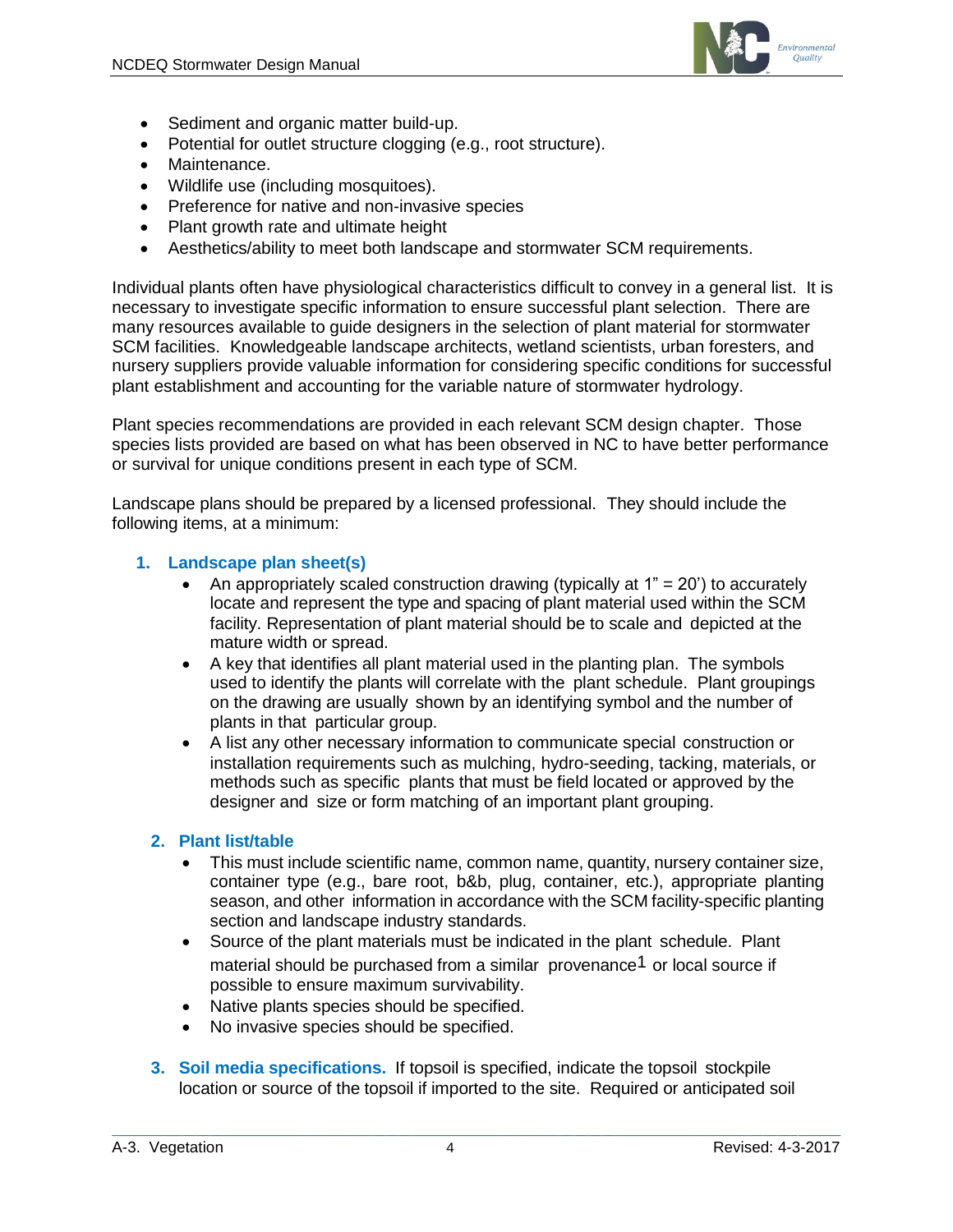- Sediment and organic matter build-up.
- Potential for outlet structure clogging (e.g., root structure).
- Maintenance.
- Wildlife use (including mosquitoes).
- Preference for native and non-invasive species
- Plant growth rate and ultimate height
- Aesthetics/ability to meet both landscape and stormwater SCM requirements.

Individual plants often have physiological characteristics difficult to convey in a general list. It is necessary to investigate specific information to ensure successful plant selection. There are many resources available to guide designers in the selection of plant material for stormwater SCM facilities. Knowledgeable landscape architects, wetland scientists, urban foresters, and nursery suppliers provide valuable information for considering specific conditions for successful plant establishment and accounting for the variable nature of stormwater hydrology.

Plant species recommendations are provided in each relevant SCM design chapter. Those species lists provided are based on what has been observed in NC to have better performance or survival for unique conditions present in each type of SCM.

Landscape plans should be prepared by a licensed professional. They should include the following items, at a minimum:

1. **Landscape plan sheet(s)**
   - An appropriately scaled construction drawing (typically at 1" = 20') to accurately locate and represent the type and spacing of plant material used within the SCM facility. Representation of plant material should be to scale and depicted at the mature width or spread.
   - A key that identifies all plant material used in the planting plan. The symbols used to identify the plants will correlate with the plant schedule. Plant groupings on the drawing are usually shown by an identifying symbol and the number of plants in that particular group.
   - A list any other necessary information to communicate special construction or installation requirements such as mulching, hydro-seeding, tacking, materials, or methods such as specific plants that must be field located or approved by the designer and size or form matching of an important plant grouping.

2. **Plant list/table**
   - This must include scientific name, common name, quantity, nursery container size, container type (e.g., bare root, b&b, plug, container, etc.), appropriate planting season, and other information in accordance with the SCM facility-specific planting section and landscape industry standards.
   - Source of the plant materials must be indicated in the plant schedule. Plant material should be purchased from a similar provenance[1] or local source if possible to ensure maximum survivability.
   - Native plants species should be specified.
   - No invasive species should be specified.

3. **Soil media specifications.** If topsoil is specified, indicate the topsoil stockpile location or source of the topsoil if imported to the site. Required or anticipated soil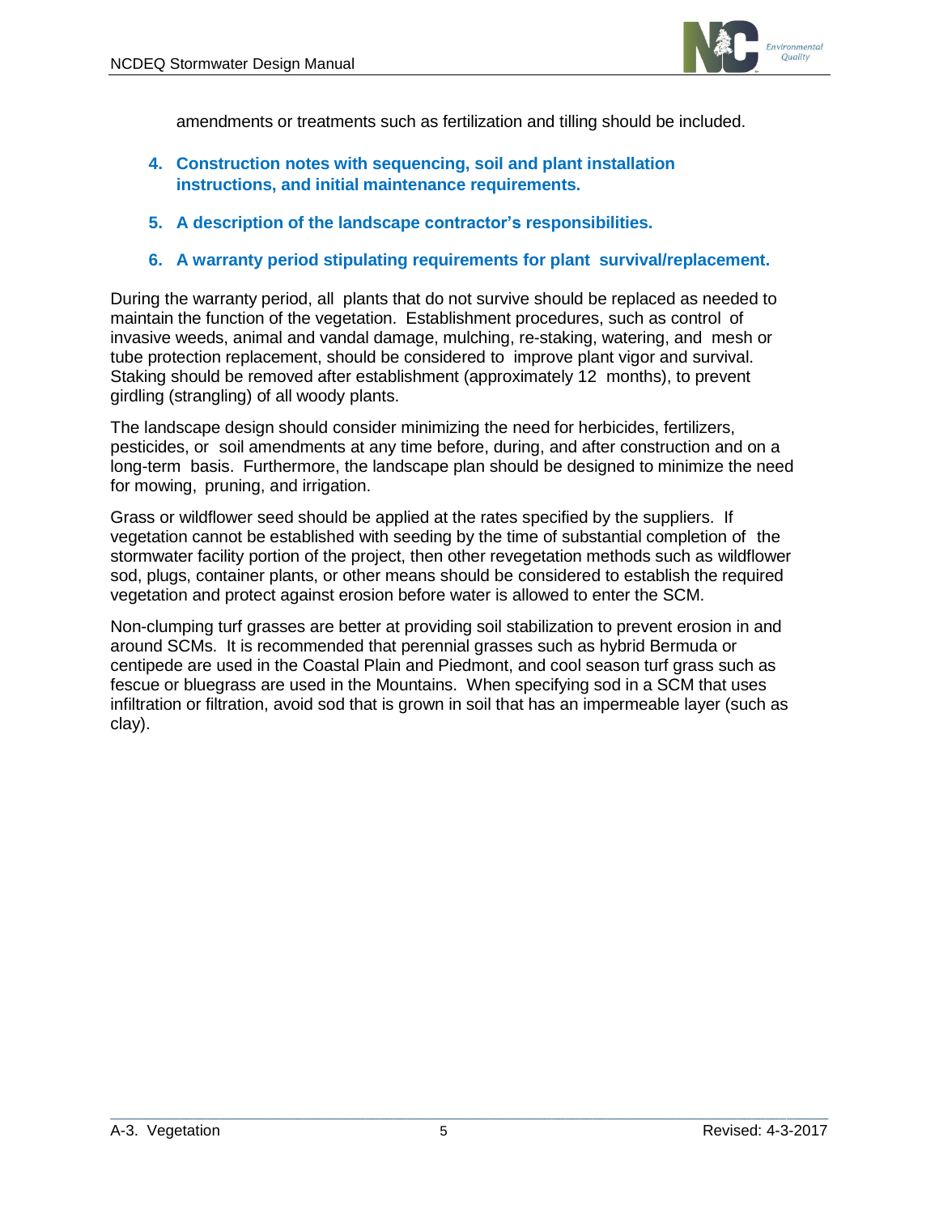amendments or treatments such as fertilization and tilling should be included.

4. **Construction notes with sequencing, soil and plant installation instructions, and initial maintenance requirements.**

5. **A description of the landscape contractor's responsibilities.**

6. **A warranty period stipulating requirements for plant survival/replacement.**

During the warranty period, all plants that do not survive should be replaced as needed to maintain the function of the vegetation. Establishment procedures, such as control of invasive weeds, animal and vandal damage, mulching, re-staking, watering, and mesh or tube protection replacement, should be considered to improve plant vigor and survival. Staking should be removed after establishment (approximately 12 months), to prevent girdling (strangling) of all woody plants.

The landscape design should consider minimizing the need for herbicides, fertilizers, pesticides, or soil amendments at any time before, during, and after construction and on a long-term basis. Furthermore, the landscape plan should be designed to minimize the need for mowing, pruning, and irrigation.

Grass or wildflower seed should be applied at the rates specified by the suppliers. If vegetation cannot be established with seeding by the time of substantial completion of the stormwater facility portion of the project, then other revegetation methods such as wildflower sod, plugs, container plants, or other means should be considered to establish the required vegetation and protect against erosion before water is allowed to enter the SCM.

Non-clumping turf grasses are better at providing soil stabilization to prevent erosion in and around SCMs. It is recommended that perennial grasses such as hybrid Bermuda or centipede are used in the Coastal Plain and Piedmont, and cool season turf grass such as fescue or bluegrass are used in the Mountains. When specifying sod in a SCM that uses infiltration or filtration, avoid sod that is grown in soil that has an impermeable layer (such as clay).